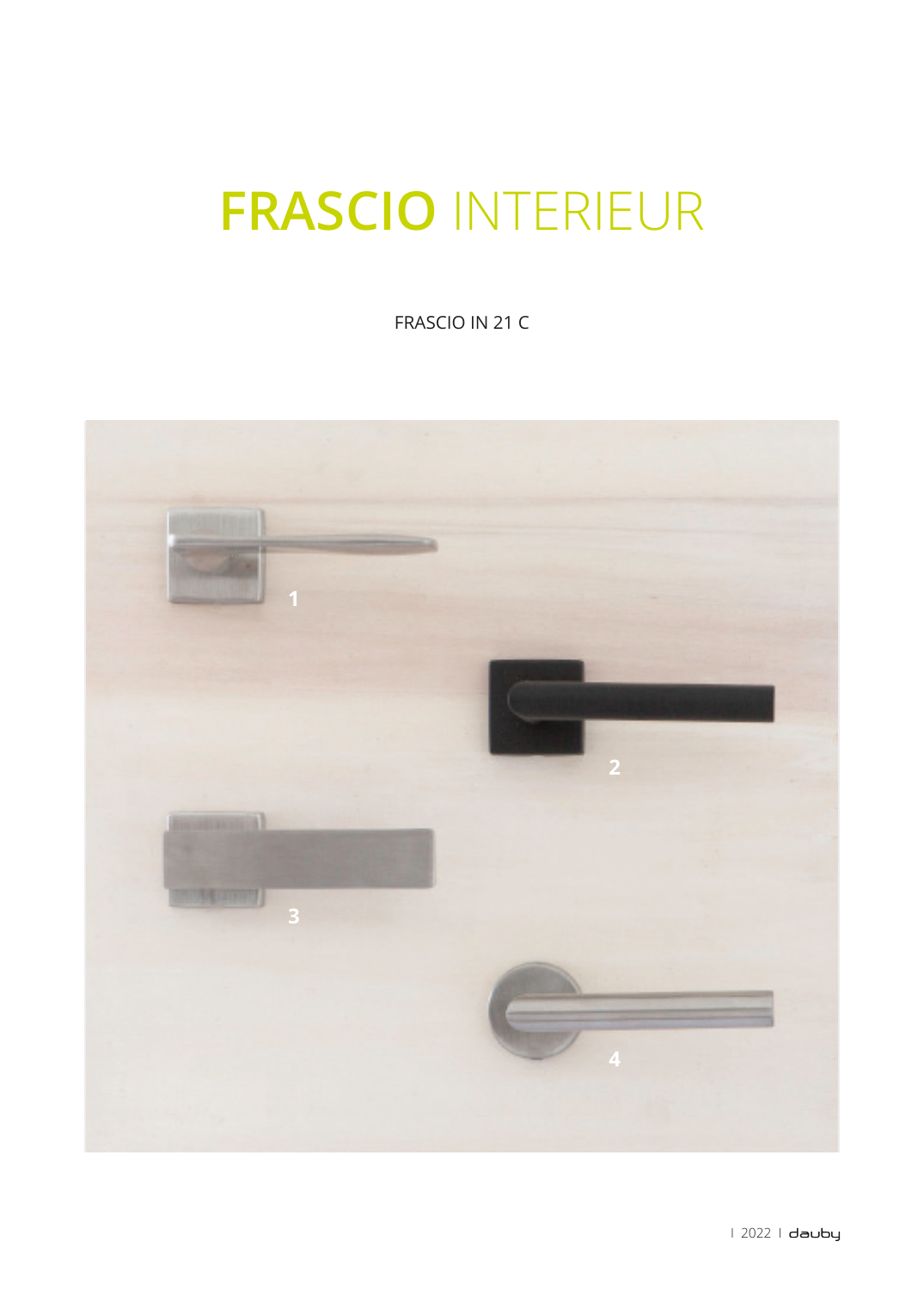# FRASCIO INTERIEUR

FRASCIO IN 21 C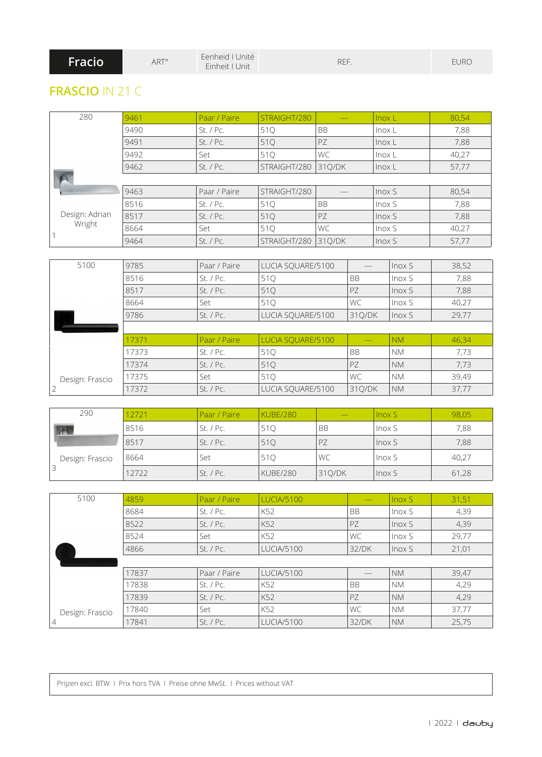| Fracio | ART° | Eenheid I Unité Einheit I Unit | REF. | | | EURO |
|---|---|---|---|---|---|---|

## FRASCIO IN 21 C

| | | | | | | |
|---|---|---|---|---|---|---|
| 280 | 9461 | Paar / Paire | STRAIGHT/280 | — | Inox L | 80,54 |
| | 9490 | St. / Pc. | 51Q | BB | Inox L | 7,88 |
| | 9491 | St. / Pc. | 51Q | PZ | Inox L | 7,88 |
| | 9492 | Set | 51Q | WC | Inox L | 40,27 |
| | 9462 | St. / Pc. | STRAIGHT/280 | 31Q/DK | Inox L | 57,77 |
| | | | | | | |
| | 9463 | Paar / Paire | STRAIGHT/280 | — | Inox S | 80,54 |
| | 8516 | St. / Pc. | 51Q | BB | Inox S | 7,88 |
| Design: Adrian Wright | 8517 | St. / Pc. | 51Q | PZ | Inox S | 7,88 |
| | 8664 | Set | 51Q | WC | Inox S | 40,27 |
| 1 | 9464 | St. / Pc. | STRAIGHT/280 | 31Q/DK | Inox S | 57,77 |

| | | | | | | |
|---|---|---|---|---|---|---|
| 5100 | 9785 | Paar / Paire | LUCIA SQUARE/5100 | — | Inox S | 38,52 |
| | 8516 | St. / Pc. | 51Q | BB | Inox S | 7,88 |
| | 8517 | St. / Pc. | 51Q | PZ | Inox S | 7,88 |
| | 8664 | Set | 51Q | WC | Inox S | 40,27 |
| | 9786 | St. / Pc. | LUCIA SQUARE/5100 | 31Q/DK | Inox S | 29,77 |
| | | | | | | |
| | 17371 | Paar / Paire | LUCIA SQUARE/5100 | — | NM | 46,34 |
| | 17373 | St. / Pc. | 51Q | BB | NM | 7,73 |
| | 17374 | St. / Pc. | 51Q | PZ | NM | 7,73 |
| Design: Frascio | 17375 | Set | 51Q | WC | NM | 39,49 |
| 2 | 17372 | St. / Pc. | LUCIA SQUARE/5100 | 31Q/DK | NM | 37,77 |

| | | | | | | |
|---|---|---|---|---|---|---|
| 290 | 12721 | Paar / Paire | KUBE/280 | — | Inox S | 98,05 |
| | 8516 | St. / Pc. | 51Q | BB | Inox S | 7,88 |
| | 8517 | St. / Pc. | 51Q | PZ | Inox S | 7,88 |
| Design: Frascio | 8664 | Set | 51Q | WC | Inox S | 40,27 |
| 3 | 12722 | St. / Pc. | KUBE/280 | 31Q/DK | Inox S | 61,28 |

| | | | | | | |
|---|---|---|---|---|---|---|
| 5100 | 4859 | Paar / Paire | LUCIA/5100 | — | Inox S | 31,51 |
| | 8684 | St. / Pc. | K52 | BB | Inox S | 4,39 |
| | 8522 | St. / Pc. | K52 | PZ | Inox S | 4,39 |
| | 8524 | Set | K52 | WC | Inox S | 29,77 |
| | 4866 | St. / Pc. | LUCIA/5100 | 32/DK | Inox S | 21,01 |
| | | | | | | |
| | 17837 | Paar / Paire | LUCIA/5100 | — | NM | 39,47 |
| | 17838 | St. / Pc. | K52 | BB | NM | 4,29 |
| | 17839 | St. / Pc. | K52 | PZ | NM | 4,29 |
| Design: Frascio | 17840 | Set | K52 | WC | NM | 37,77 |
| 4 | 17841 | St. / Pc. | LUCIA/5100 | 32/DK | NM | 25,75 |

Prijzen excl. BTW I Prix hors TVA I Preise ohne MwSt. I Prices without VAT